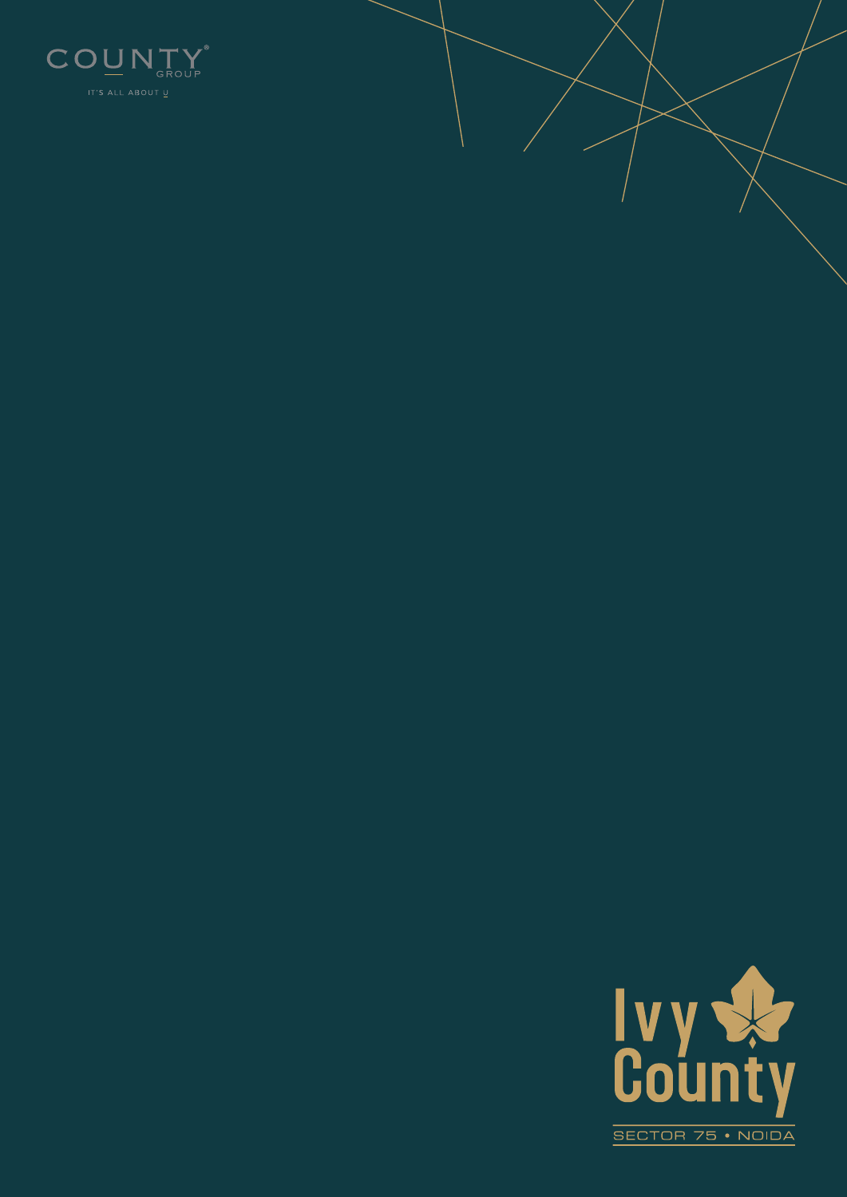COUNTY GROUP

IT'S ALL ABOUT U

# Ivy County

SECTOR 75 • NOIDA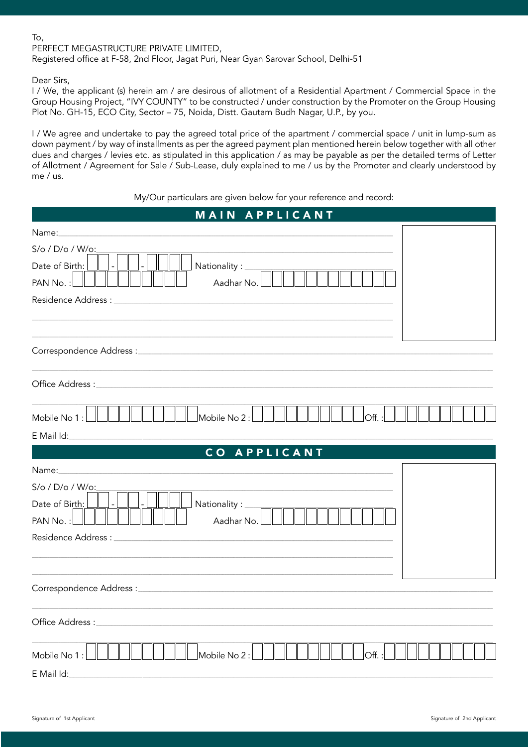To,
PERFECT MEGASTRUCTURE PRIVATE LIMITED,
Registered office at F-58, 2nd Floor, Jagat Puri, Near Gyan Sarovar School, Delhi-51

Dear Sirs,

I / We, the applicant (s) herein am / are desirous of allotment of a Residential Apartment / Commercial Space in the Group Housing Project, "IVY COUNTY" to be constructed / under construction by the Promoter on the Group Housing Plot No. GH-15, ECO City, Sector – 75, Noida, Distt. Gautam Budh Nagar, U.P., by you.

I / We agree and undertake to pay the agreed total price of the apartment / commercial space / unit in lump-sum as down payment / by way of installments as per the agreed payment plan mentioned herein below together with all other dues and charges / levies etc. as stipulated in this application / as may be payable as per the detailed terms of Letter of Allotment / Agreement for Sale / Sub-Lease, duly explained to me / us by the Promoter and clearly understood by me / us.

My/Our particulars are given below for your reference and record:

## MAIN APPLICANT

Name: ____________________

S/o / D/o / W/o: ____________________

Date of Birth: __ __ - __ __ - __ __ __ __ Nationality : ____________________

PAN No. : __________ Aadhar No. ____________

Residence Address : ____________________

____________________

____________________

Correspondence Address : ____________________

____________________

Office Address : ____________________

____________________

Mobile No 1 : __________ Mobile No 2 : __________ Off. : __________

E Mail Id: ____________________

## CO APPLICANT

Name: ____________________

S/o / D/o / W/o: ____________________

Date of Birth: __ __ - __ __ - __ __ __ __ Nationality : ____________________

PAN No. : __________ Aadhar No. ____________

Residence Address : ____________________

____________________

____________________

Correspondence Address : ____________________

____________________

Office Address : ____________________

____________________

Mobile No 1 : __________ Mobile No 2 : __________ Off. : __________

E Mail Id: ____________________

Signature of 1st Applicant Signature of 2nd Applicant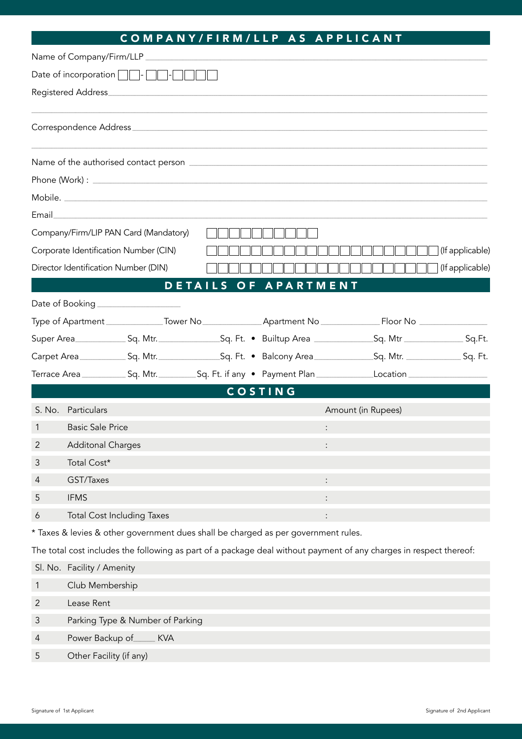## COMPANY/FIRM/LLP AS APPLICANT

Name of Company/Firm/LLP ______________________________

Date of incorporation [ ][ ]-[ ][ ]-[ ][ ][ ][ ]

Registered Address ______________________________

______________________________

Correspondence Address ______________________________

______________________________

Name of the authorised contact person ______________________________

Phone (Work) : ______________________________

Mobile. ______________________________

Email ______________________________

Company/Firm/LIP PAN Card (Mandatory) [ ][ ][ ][ ][ ][ ][ ][ ][ ][ ]

Corporate Identification Number (CIN) [ ][ ][ ][ ][ ][ ][ ][ ][ ][ ][ ][ ][ ][ ][ ][ ][ ][ ][ ][ ][ ] (If applicable)

Director Identification Number (DIN) [ ][ ][ ][ ][ ][ ][ ][ ][ ][ ][ ][ ][ ][ ][ ][ ][ ][ ][ ][ ][ ] (If applicable)

## DETAILS OF APARTMENT

Date of Booking ______________

Type of Apartment __________ Tower No __________ Apartment No __________ Floor No __________

Super Area __________ Sq. Mtr. __________ Sq. Ft. • Builtup Area __________ Sq. Mtr __________ Sq.Ft.

Carpet Area __________ Sq. Mtr. __________ Sq. Ft. • Balcony Area __________ Sq. Mtr. __________ Sq. Ft.

Terrace Area __________ Sq. Mtr. __________ Sq. Ft. if any • Payment Plan __________ Location __________

## COSTING

| S. No. | Particulars | Amount (in Rupees) |
|---|---|---|
| 1 | Basic Sale Price | : |
| 2 | Additonal Charges | : |
| 3 | Total Cost* | |
| 4 | GST/Taxes | : |
| 5 | IFMS | : |
| 6 | Total Cost Including Taxes | : |

* Taxes & levies & other government dues shall be charged as per government rules.

The total cost includes the following as part of a package deal without payment of any charges in respect thereof:

| Sl. No. | Facility / Amenity |
|---|---|
| 1 | Club Membership |
| 2 | Lease Rent |
| 3 | Parking Type & Number of Parking |
| 4 | Power Backup of_____ KVA |
| 5 | Other Facility (if any) |

Signature of 1st Applicant

Signature of 2nd Applicant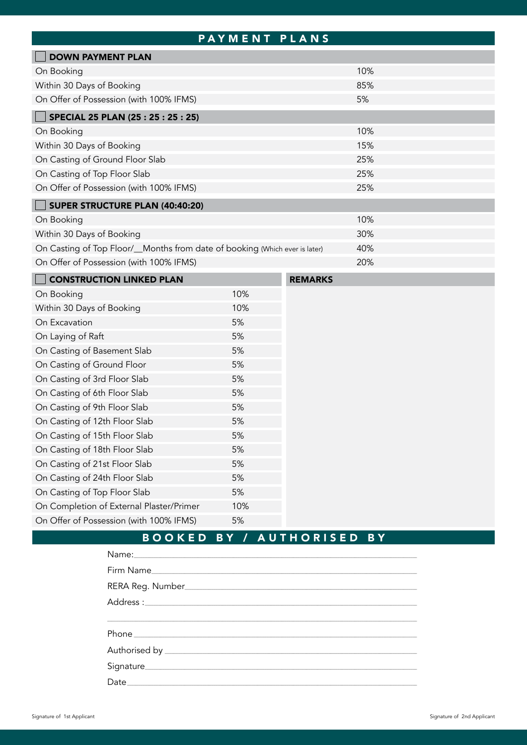# PAYMENT PLANS

| ☐ DOWN PAYMENT PLAN | |
|---|---|
| On Booking | 10% |
| Within 30 Days of Booking | 85% |
| On Offer of Possession (with 100% IFMS) | 5% |

| ☐ SPECIAL 25 PLAN (25 : 25 : 25 : 25) | |
|---|---|
| On Booking | 10% |
| Within 30 Days of Booking | 15% |
| On Casting of Ground Floor Slab | 25% |
| On Casting of Top Floor Slab | 25% |
| On Offer of Possession (with 100% IFMS) | 25% |

| ☐ SUPER STRUCTURE PLAN (40:40:20) | |
|---|---|
| On Booking | 10% |
| Within 30 Days of Booking | 30% |
| On Casting of Top Floor/__Months from date of booking (Which ever is later) | 40% |
| On Offer of Possession (with 100% IFMS) | 20% |

| ☐ CONSTRUCTION LINKED PLAN | | REMARKS |
|---|---|---|
| On Booking | 10% | |
| Within 30 Days of Booking | 10% | |
| On Excavation | 5% | |
| On Laying of Raft | 5% | |
| On Casting of Basement Slab | 5% | |
| On Casting of Ground Floor | 5% | |
| On Casting of 3rd Floor Slab | 5% | |
| On Casting of 6th Floor Slab | 5% | |
| On Casting of 9th Floor Slab | 5% | |
| On Casting of 12th Floor Slab | 5% | |
| On Casting of 15th Floor Slab | 5% | |
| On Casting of 18th Floor Slab | 5% | |
| On Casting of 21st Floor Slab | 5% | |
| On Casting of 24th Floor Slab | 5% | |
| On Casting of Top Floor Slab | 5% | |
| On Completion of External Plaster/Primer | 10% | |
| On Offer of Possession (with 100% IFMS) | 5% | |

# BOOKED BY / AUTHORISED BY

Name:______________________________

Firm Name______________________________

RERA Reg. Number______________________________

Address :______________________________

______________________________

Phone______________________________

Authorised by______________________________

Signature______________________________

Date______________________________

Signature of 1st Applicant

Signature of 2nd Applicant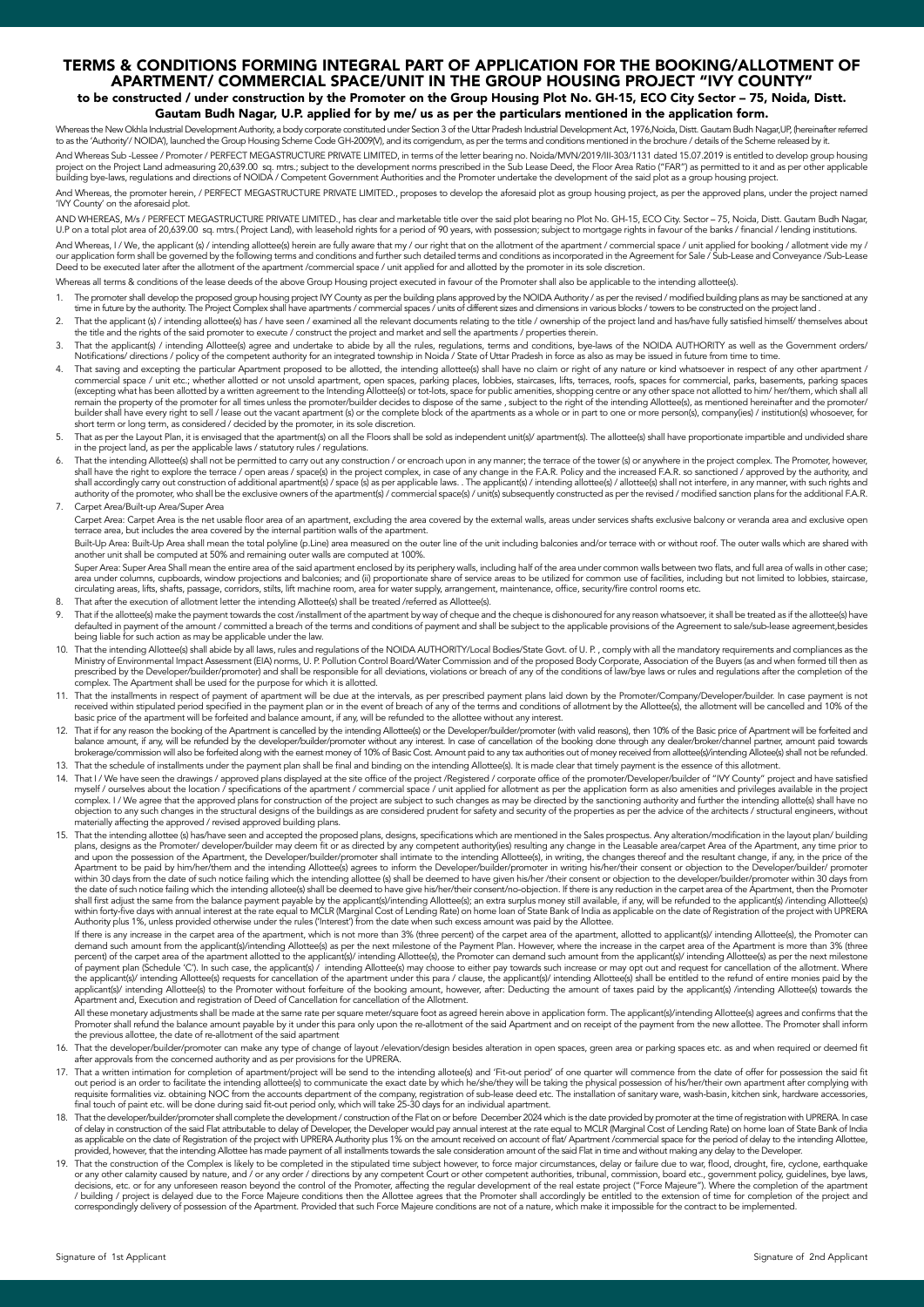# TERMS & CONDITIONS FORMING INTEGRAL PART OF APPLICATION FOR THE BOOKING/ALLOTMENT OF APARTMENT/ COMMERCIAL SPACE/UNIT IN THE GROUP HOUSING PROJECT "IVY COUNTY"

## to be constructed / under construction by the Promoter on the Group Housing Plot No. GH-15, ECO City Sector – 75, Noida, Distt. Gautam Budh Nagar, U.P. applied for by me/ us as per the particulars mentioned in the application form.

Whereas the New Okhla Industrial Development Authority, a body corporate constituted under Section 3 of the Uttar Pradesh Industrial Development Act, 1976,Noida, Distt. Gautam Budh Nagar,UP, (hereinafter referred to as the 'Authority'/ NOIDA'), launched the Group Housing Scheme Code GH-2009(V), and its corrigendum, as per the terms and conditions mentioned in the brochure / details of the Scheme released by it.

And Whereas Sub -Lessee / Promoter / PERFECT MEGASTRUCTURE PRIVATE LIMITED, in terms of the letter bearing no. Noida/MVN/2019/III-303/1131 dated 15.07.2019 is entitled to develop group housing project on the Project Land admeasuring 20,639.00 sq. mtrs.; subject to the development norms prescribed in the Sub Lease Deed, the Floor Area Ratio ("FAR") as permitted to it and as per other applicable building bye-laws, regulations and directions of NOIDA / Competent Government Authorities and the Promoter undertake the development of the said plot as a group housing project.

And Whereas, the promoter herein, / PERFECT MEGASTRUCTURE PRIVATE LIMITED., proposes to develop the aforesaid plot as group housing project, as per the approved plans, under the project named 'IVY County' on the aforesaid plot.

AND WHEREAS, M/s / PERFECT MEGASTRUCTURE PRIVATE LIMITED., has clear and marketable title over the said plot bearing no Plot No. GH-15, ECO City. Sector – 75, Noida, Distt. Gautam Budh Nagar, U.P on a total plot area of 20,639.00 sq. mtrs.( Project Land), with leasehold rights for a period of 90 years, with possession; subject to mortgage rights in favour of the banks / financial / lending institutions.

And Whereas, I / We, the applicant (s) / intending allottee(s) herein are fully aware that my / our right that on the allotment of the apartment / commercial space / unit applied for booking / allotment vide my / our application form shall be governed by the following terms and conditions and further such detailed terms and conditions as incorporated in the Agreement for Sale / Sub-Lease and Conveyance /Sub-Lease Deed to be executed later after the allotment of the apartment /commercial space / unit applied for and allotted by the promoter in its sole discretion.

Whereas all terms & conditions of the lease deeds of the above Group Housing project executed in favour of the Promoter shall also be applicable to the intending allottee(s).

1. The promoter shall develop the proposed group housing project IVY County as per the building plans approved by the NOIDA Authority / as per the revised / modified building plans as may be sanctioned at any time in future by the authority. The Project Complex shall have apartments / commercial spaces / units of different sizes and dimensions in various blocks / towers to be constructed on the project land .
2. That the applicant (s) / intending allottee(s) has / have seen / examined all the relevant documents relating to the title / ownership of the project land and has/have fully satisfied himself/ themselves about the title and the rights of the said promoter to execute / construct the project and market and sell the apartments / properties therein.
3. That the applicant(s) / intending Allottee(s) agree and undertake to abide by all the rules, regulations, terms and conditions, bye-laws of the NOIDA AUTHORITY as well as the Government orders/ Notifications/ directions / policy of the competent authority for an integrated township in Noida / State of Uttar Pradesh in force as also as may be issued in future from time to time.
4. That saving and excepting the particular Apartment proposed to be allotted, the intending allottee(s) shall have no claim or right of any nature or kind whatsoever in respect of any other apartment / commercial space / unit etc.; whether allotted or not unsold apartment, open spaces, parking places, lobbies, staircases, lifts, terraces, roofs, spaces for commercial, parks, basements, parking spaces (excepting what has been allotted by a written agreement to the Intending Allottee(s) or tot-lots, space for public amenities, shopping centre or any other space not allotted to him/ her/them, which shall all remain the property of the promoter for all times unless the promoter/builder decides to dispose of the same , subject to the right of the intending Allottee(s), as mentioned hereinafter and the promoter/ builder shall have every right to sell / lease out the vacant apartment (s) or the complete block of the apartments as a whole or in part to one or more person(s), company(ies) / institution(s) whosoever, for short term or long term, as considered / decided by the promoter, in its sole discretion.
5. That as per the Layout Plan, it is envisaged that the apartment(s) on all the Floors shall be sold as independent unit(s)/ apartment(s). The allottee(s) shall have proportionate impartible and undivided share in the project land, as per the applicable laws / statutory rules / regulations.
6. That the intending Allottee(s) shall not be permitted to carry out any construction / or encroach upon in any manner; the terrace of the tower (s) or anywhere in the project complex. The Promoter, however, shall have the right to explore the terrace / open areas / space(s) in the project complex, in case of any change in the F.A.R. Policy and the increased F.A.R. so sanctioned / approved by the authority, and shall accordingly carry out construction of additional apartment(s) / space (s) as per applicable laws. . The applicant(s) / intending allottee(s) / allottee(s) shall not interfere, in any manner, with such rights and authority of the promoter, who shall be the exclusive owners of the apartment(s) / commercial space(s) / unit(s) subsequently constructed as per the revised / modified sanction plans for the additional F.A.R.
7. Carpet Area/Built-up Area/Super Area

   Carpet Area: Carpet Area is the net usable floor area of an apartment, excluding the area covered by the external walls, areas under services shafts exclusive balcony or veranda area and exclusive open terrace area, but includes the area covered by the internal partition walls of the apartment.

   Built-Up Area: Built-Up Area shall mean the total polyline (p.Line) area measured on the outer line of the unit including balconies and/or terrace with or without roof. The outer walls which are shared with another unit shall be computed at 50% and remaining outer walls are computed at 100%.

   Super Area: Super Area Shall mean the entire area of the said apartment enclosed by its periphery walls, including half of the area under common walls between two flats, and full area of walls in other case; area under columns, cupboards, window projections and balconies; and (ii) proportionate share of service areas to be utilized for common use of facilities, including but not limited to lobbies, staircase, circulating areas, lifts, shafts, passage, corridors, stilts, lift machine room, area for water supply, arrangement, maintenance, office, security/fire control rooms etc.
8. That after the execution of allotment letter the intending Allottee(s) shall be treated /referred as Allottee(s).
9. That if the allottee(s) make the payment towards the cost /installment of the apartment by way of cheque and the cheque is dishonoured for any reason whatsoever, it shall be treated as if the allottee(s) have defaulted in payment of the amount / committed a breach of the terms and conditions of payment and shall be subject to the applicable provisions of the Agreement to sale/sub-lease agreement,besides being liable for such action as may be applicable under the law.
10. That the intending Allottee(s) shall abide by all laws, rules and regulations of the NOIDA AUTHORITY/Local Bodies/State Govt. of U. P. , comply with all the mandatory requirements and compliances as the Ministry of Environmental Impact Assessment (EIA) norms, U. P. Pollution Control Board/Water Commission and of the proposed Body Corporate, Association of the Buyers (as and when formed till then as prescribed by the Developer/builder/promoter) and shall be responsible for all deviations, violations or breach of any of the conditions of law/bye laws or rules and regulations after the completion of the complex. The Apartment shall be used for the purpose for which it is allotted.
11. That the installments in respect of payment of apartment will be due at the intervals, as per prescribed payment plans laid down by the Promoter/Company/Developer/builder. In case payment is not received within stipulated period specified in the payment plan or in the event of breach of any of the terms and conditions of allotment by the Allottee(s), the allotment will be cancelled and 10% of the basic price of the apartment will be forfeited and balance amount, if any, will be refunded to the allottee without any interest.
12. That if for any reason the booking of the Apartment is cancelled by the intending Allottee(s) or the Developer/builder/promoter (with valid reasons), then 10% of the Basic price of Apartment will be forfeited and balance amount, if any, will be refunded by the developer/builder/promoter without any interest. In case of cancellation of the booking done through any dealer/broker/channel partner, amount paid towards brokerage/commission will also be forfeited along with the earnest money of 10% of Basic Cost. Amount paid to any tax authorities out of money received from allottee(s)/intending Allotee(s) shall not be refunded.
13. That the schedule of installments under the payment plan shall be final and binding on the intending Allottee(s). It is made clear that timely payment is the essence of this allotment.
14. That I / We have seen the drawings / approved plans displayed at the site office of the project /Registered / corporate office of the promoter/Developer/builder of "IVY County" project and have satisfied myself / ourselves about the location / specifications of the apartment / commercial space / unit applied for allotment as per the application form as also amenities and privileges available in the project complex. I / We agree that the approved plans for construction of the project are subject to such changes as may be directed by the sanctioning authority and further the intending allotte(s) shall have no objection to any such changes in the structural designs of the buildings as are considered prudent for safety and security of the properties as per the advice of the architects / structural engineers, without materially affecting the approved / revised approved building plans.
15. That the intending allottee (s) has/have seen and accepted the proposed plans, designs, specifications which are mentioned in the Sales prospectus. Any alteration/modification in the layout plan/ building plans, designs as the Promoter/ developer/builder may deem fit or as directed by any competent authority(ies) resulting any change in the Leasable area/carpet Area of the Apartment, any time prior to and upon the possession of the Apartment, the Developer/builder/promoter shall intimate to the intending Allottee(s), in writing, the changes thereof and the resultant change, if any, in the price of the Apartment to be paid by him/her/them and the intending Allottee(s) agrees to inform the Developer/builder/promoter in writing his/her their consent or objection to the Developer/builder/ promoter within 30 days from the date of such notice failing which the intending allottee (s) shall be deemed to have given his/her /their consent or objection to the developer/builder/promoter within 30 days from the date of such notice failing which the intending allottee(s) shall be deemed to have give his/her/their consent/no-objection. If there is any reduction in the carpet area of the Apartment, then the Promoter shall first adjust the same from the balance payment payable by the applicant(s)/intending Allottee(s); an extra surplus money still available, if any, will be refunded to the applicant(s) /intending Allottee(s) within forty-five days with annual interest at the rate equal to MCLR (Marginal Cost of Lending Rate) on home loan of State Bank of India as applicable on the date of Registration of the project with UPRERA Authority plus 1%, unless provided otherwise under the rules ('Interest') from the date when such excess amount was paid by the Allottee.

    If there is any increase in the carpet area of the apartment, which is not more than 3% (three percent) of the carpet area of the apartment, allotted to applicant(s)/ intending Allottee(s), the Promoter can demand such amount from the applicant(s)/intending Allottee(s) as per the next milestone of the Payment Plan. However, where the increase in the carpet area of the Apartment is more than 3% (three percent) of the carpet area of the apartment allotted to the applicant(s)/ intending Allottee(s), the Promoter can demand such amount from the applicant(s)/ intending Allottee(s) as per the next milestone of payment plan (Schedule 'C'). In such case, the applicant(s) / intending Allottee(s) may choose to either pay towards such increase or may opt out and request for cancellation of the allotment. Where the applicant(s)/ intending Allottee(s) requests for cancellation of the apartment under this para / clause, the applicant(s)/ intending Allottee(s) shall be entitled to the refund of entire monies paid by the applicant(s)/ intending Allottee(s) to the Promoter without forfeiture of the booking amount, however, after: Deducting the amount of taxes paid by the applicant(s) /intending Allottee(s) towards the Apartment and, Execution and registration of Deed of Cancellation for cancellation of the Allotment.

    All these monetary adjustments shall be made at the same rate per square meter/square foot as agreed herein above in application form. The applicant(s)/intending Allottee(s) agrees and confirms that the Promoter shall refund the balance amount payable by it under this para only upon the re-allotment of the said Apartment and on receipt of the payment from the new allottee. The Promoter shall inform the previous allottee, the date of re-allotment of the said apartment
16. That the developer/builder/promoter can make any type of change of layout /elevation/design besides alteration in open spaces, green area or parking spaces etc. as and when required or deemed fit after approvals from the concerned authority and as per provisions for the UPRERA.
17. That a written intimation for completion of apartment/project will be send to the intending allotee(s) and 'Fit-out period' of one quarter will commence from the date of offer for possession the said fit out period is an order to facilitate the intending allottee(s) to communicate the exact date by which he/she/they will be taking the physical possession of his/her/their own apartment after complying with requisite formalities viz. obtaining NOC from the accounts department of the company, registration of sub-lease deed etc. The installation of sanitary ware, wash-basin, kitchen sink, hardware accessories, final touch of paint etc. will be done during said fit-out period only, which will take 25-30 days for an individual apartment.
18. That the developer/builder/promoter shall complete the development / construction of the Flat on or before December 2024 which is the date provided by promoter at the time of registration with UPRERA. In case of delay in construction of the said Flat attributable to delay of Developer, the Developer would pay annual interest at the rate equal to MCLR (Marginal Cost of Lending Rate) on home loan of State Bank of India as applicable on the date of Registration of the project with UPRERA Authority plus 1% on the amount received on account of flat/ Apartment /commercial space for the period of delay to the intending Allottee, provided, however, that the intending Allottee has made payment of all installments towards the sale consideration amount of the said Flat in time and without making any delay to the Developer.
19. That the construction of the Complex is likely to be completed in the stipulated time subject however, to force major circumstances, delay or failure due to war, flood, drought, fire, cyclone, earthquake or any other calamity caused by nature, and / or any order / directions by any competent Court or other competent authorities, tribunal, commission, board etc., government policy, guidelines, bye laws, decisions, etc. or for any unforeseen reason beyond the control of the Promoter, affecting the regular development of the real estate project ("Force Majeure"). Where the completion of the apartment / building / project is delayed due to the Force Majeure conditions then the Allottee agrees that the Promoter shall accordingly be entitled to the extension of time for completion of the project and correspondingly delivery of possession of the Apartment. Provided that such Force Majeure conditions are not of a nature, which make it impossible for the contract to be implemented.

Signature of 1st Applicant

Signature of 2nd Applicant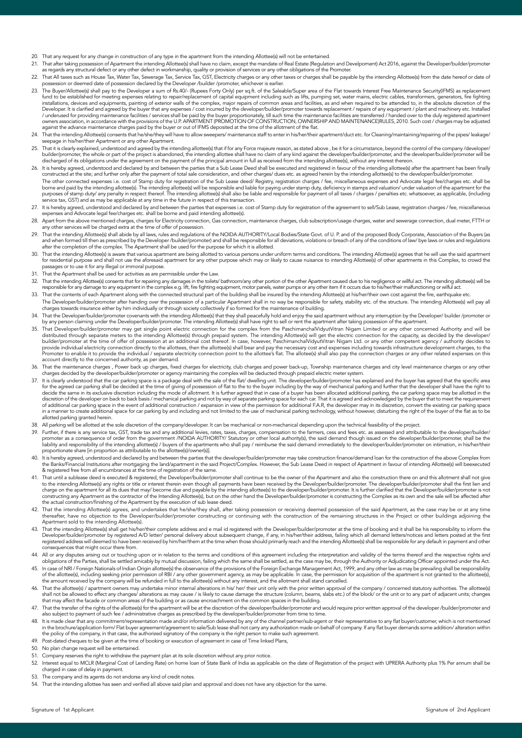20. That any request for any change in construction of any type in the apartment from the intending Allottee(s) will not be entertained.
21. That after taking possession of Apartment the intending Allottee(s) shall have no claim, except the mandate of Real Estate (Regulation and Develpoment) Act 2016, against the Developer/builder/promoter as regards any structural defect or any other defect in workmanship, quality or provision of services or any other obligations of the Promoter.
22. That All taxes such as House Tax, Water Tax, Sewerage Tax, Service Tax, GST, Electricity charges or any other taxes or charges shall be payable by the intending Allottee(s) from the date hereof or date of possession or deemed date of possession declared by the Developer /builder /promoter, whichever is earlier.
23. The Buyer/Allottee(s) shall pay to the Developer a sum of Rs.40/- (Rupees Forty Only) per sq.ft. of the Saleable/Super area of the Flat towards Interest Free Maintenance Security(IFMS) as replacement fund to be established for meeting expenses relating to repair/replacement of capital equipment including such as lifts, pumping set, water mains, electric cables, transformers, generators, fire fighting installations, devices and equipments, painting of exterior walls of the complex, major repairs of common areas and facilities, as and when required to be attended to, in the absolute discretion of the Developer. It is clarified and agreed by the buyer that any expenses / cost incurred by the developer/builder/promoter towards replacement / repairs of any equipment / plant and machinery etc. Installed / underused for providing maintenance facilities / services shall be paid by the buyer proportionately, till such time the maintenance facilities are transferred / handed over to the duly registered apartment owners association, in accordance with the provisions of the U.P. APARTMENT (PROMOTION OF CONSTRUCTION, OWNERSHIP AND MAINTENANCE)RULES, 2010. Such cost / charges may be adjusted against the advance maintenance charges paid by the buyer or out of IFMS deposited at the time of the allotment of the flat.
24. That the intending Allottee(s) consents that he/she/they will have to allow sweepers/ maintenance staff to enter in his/her/their apartment/duct etc. for Cleaning/maintaining/repairing of the pipes/ leakage/ seepage in his/her/their Apartment or any other Apartment.
25. That it is clearly explained, understood and agreed by the intending allottee(s) that if for any Force majeure reason, as stated above , be it for a circumstance, beyond the control of the company /developer/ builder/promoter, the whole or part of the project is abandoned, the intending allottee shall have no claim of any kind against the developer/builder/promoter, and the developer/builder/promoter will be discharged of its obligations under the agreement on the payment of the principal amount in full as received from the intending allottee(s), without any interest thereon.
26. It is hereby agreed, understood and declared by and between the parties that a Sub Lease Deed shall be executed and registered in favour of the intending allottee(s) after the apartment has been finally constructed at the site; and further only after the payment of total sale consideration, and other charges/ dues etc. as agreed herein by the intending allottee(s) to the developer/builder/promoter.

    The other connected expenses i.e. cost of Stamp duty for registration of the Sub Lease deed/ Registry, registration charges / fee, miscellaneous expenses and Advocate legal fee/charges etc. shall be borne and paid by the intending allottee(s). The intending allottee(s) will be responsible and liable for paying under stamp duty, deficiency in stamps and valuation/ under valuation of the apartment for the purposes of stamp duty/ any penalty in respect thereof. The intending allottee(s) shall also be liable and responsible for payment of all taxes / charges / penalties etc. whatsoever, as applicable, (including service tax, GST) and as may be applicable at any time in the future in respect of this transaction.
27. It is hereby agreed, understood and declared by and between the parties that expenses i.e. cost of Stamp duty for registration of the agreement to sell/Sub Lease, registration charges / fee, miscellaneous expenses and Advocate legal fee/charges etc. shall be borne and paid intending allottee(s).
28. Apart from the above mentioned charges, charges for Electricity connection, Gas connection, maintenance charges, club subscription/usage charges, water and sewerage connection, dual meter, FTTH or any other services will be charged extra at the time of offer of possession.
29. That the intending Allottee(s) shall abide by all laws, rules and regulations of the NOIDA AUTHORITY/Local Bodies/State Govt. of U. P. and of the proposed Body Corporate, Association of the Buyers (as and when formed till then as prescribed by the Developer /builder/promoter) and shall be responsible for all deviations, violations or breach of any of the conditions of law/ bye laws or rules and regulations after the completion of the complex. The Apartment shall be used for the purpose for which it is allotted.
30. That the intending Allottee(s) is aware that various apartment are being allotted to various persons under uniform terms and conditions. The intending Allottee(s) agrees that he will use the said apartment for residential purpose and shall not use the aforesaid apartment for any other purpose which may or likely to cause nuisance to intending Allottee(s) of other apartments in this Complex, to crowd the passages or to use it for any illegal or immoral purpose.
31. That the Apartment shall be used for activities as are permissible under the Law.
32. That the intending Allottee(s) consents that for repairing any damages in the toilets/ bathroom/any other portion of the other Apartment caused due to his negligence or willful act. The intending allottee(s) will be responsible for any damage to any equipment in the complex e.g. lift, fire fighting equipment, motor panels, water pumps or any other item if it occurs due to his/her/their malfunctioning or wilful act.
33. That the contents of each Apartment along with the connected structural part of the building shall be insured by the intending Allottee(s) at his/her/their own cost against the fire, earthquake etc.

    The Developer/builder/promoter after handing over the possession of a particular Apartment shall in no way be responsible for safety, stability etc. of the structure. The intending Allottee(s) will pay all charges towards insurance either by him individually or through society collectively if so formed for the maintenance of building.
34. That the Developer/builder/promoter covenants with the intending Allottee(s) that they shall peacefully hold and enjoy the said apartment without any interruption by the Developer/ builder /promoter or by any person claiming under the Developer/builder/promoter. The intending Allottee(s) shall have right to sell or rent the apartment after taking possession of the apartment.
35. That Developer/builder/promoter may get single point electric connection for the complex from the PaschimanchalVidyutVitran Nigam Limited or any other concerned Authority and will be distributed through separate meters to the intending Allottee(s) through prepaid system. The intending Allottee(s) will get the electric connection for the capacity, as decided by the developer/ builder/promoter at the time of offer of possession at an additional cost thereof. In case, however, PaschimanchalVidyutVitran Nigam Ltd. or any other competent agency / authority decides to provide individual electricity connection directly to the allottees, then the allottee(s) shall bear and pay the necessary cost and expenses including towards infrastructure development charges, to the Promoter to enable it to provide the individual / separate electricity connection point to the allottee's flat. The allottee(s) shall also pay the connection charges or any other related expenses on this account directly to the concerned authority, as per demand.
36. That the maintenance charges , Power back up charges, fixed charges for electricity, club charges and power back-up, Township maintenance charges and city level maintenance charges or any other charges decided by the developer/builder/promoter or agency maintaining the complex will be deducted through prepaid electric meter system.
37. It is clearly understood that the car parking space is a package deal with the sale of the flat/ dwelling unit. The developer/builder/promoter has explained and the buyer has agreed that the specific area for the agreed car parking shall be decided at the time of giving of possession of flat to the to the buyer including by the way of mechanical parking and further that the developer shall have the right to decide the same in its exclusive discretion including the mode of allotment. It is further agreed that in case of a buyer has been allocated additional parking, the car parking space may be allotted in the discretion of the developer on back to back basis / mechanical parking and not by way of separate parking space for each car. That it is agreed and acknowledged by the buyer that to meet the requirement of additional car parking space in the event of additional construction / expansion in view of the permission for additional F.A.R, the developer may in its discretion, convert the existing car parking space in a manner to create additional space for car parking by and including and not limited to the use of mechanical parking technology, without however, disturbing the right of the buyer of the flat as to be allotted parking granted herein.
38. All parking will be allotted at the sole discretion of the company/developer. It can be mechanical or non-mechanical depending upon the technical feasibility of the project.
39. Further, if there is any service tax, GST, trade tax and any additional levies, rates, taxes, charges, compensation to the farmers, cess and fees etc. as assessed and attributable to the developer/builder/ promoter as a consequence of order from the government /NOIDA AUTHORITY/ Statutory or other local authority(s), the said demand though issued on the developer/builder/promoter, shall be the liability and responsibility of the intending allottee(s) / buyers of the apartments who shall pay / reimburse the said demand immediately to the developer/builder/promoter on intimation, in his/her/their proportionate share [in proportion as attributable to the allottee(s)/owner(s)].
40. It is hereby agreed, understood and declared by and between the parties that the developer/builder/promoter may take construction finance/demand loan for the construction of the above Complex from the Banks/Financial Institutions after mortgaging the land/apartment in the said Project/Complex. However, the Sub Lease Deed in respect of Apartment in favour of intending Allottee(s) will beexecuted & registered free from all encumbrances at the time of registration of the same.
41. That until a sublease deed is executed & registered, the Developer/builder/promoter shall continue to be the owner of the Apartment and also the construction there on and this allotment shall not give to the intending Allottee(s) any rights or title or interest therein even though all payments have been received by the Developer/builder/promoter. The developer/builder/promoter shall the first lien and charge on the apartment for all its dues that may/ become due and payable by the intending allottee(s) to the developer/builder/promoter. It is further clarified that the Developer/builder/promoter is not constructing any Apartment as the contractor of the Intending Allottee(s), but on the other hand the Developer/builder/promoter is constructing the Complex as its own and the sale will be affected after the actual construction/finishing of the Apartment by the execution of sub lease deed.
42. That the intending Allottee(s) agrees, and undertakes that he/she/they shall, after taking possession or receiving deemed possession of the said Apartment, as the case may be or at any time thereafter, have no objection to the Developer/builder/promoter constructing or continuing with the construction of the remaining structures in the Project or other buildings adjoining the Apartment sold to the intending Allottee(s).
43. That the intending Allottee(s) shall get his/her/their complete address and e mail id registered with the Developer/builder/promoter at the time of booking and it shall be his responsibility to inform the Developer/builder/promoter by registered A/D letter/ personal delivery about subsequent change, if any, in his/her/their address, failing which all demand letters/notices and letters posted at the first registered address will deemed to have been received by him/her/them at the time when those should primarily reach and the intending Allottee(s) shall be responsible for any default in payment and other consequences that might occur there from.
44. All or any disputes arising out or touching upon or in relation to the terms and conditions of this agreement including the interpretation and validity of the terms thereof and the respective rights and obligations of the Parties, shall be settled amicably by mutual discussion, failing which the same shall be settled, as the case may be, through the Authority or Adjudicating Officer appointed under the Act.
45. In case of NRI / Foreign Nationals of Indian Origin allottee(s) the observance of the provisions of the Foreign Exchange Management Act, 1999, and any other law as may be prevailing shall be responsibility of the allottee(s), including seeking prior permission of RBI / any other government agency, as may be applicable. In case, the permission for acquisition of the apartment is not granted to the allottee(s), the amount received by the company will be refunded in full to the allottee(s) without any interest, and the allotment shall stand cancelled.
46. That the allottee(s) / apartment owners may undertake minor internal alterations in his/ her/ their unit only with the prior written approval of the company / concerned statutory authorities. The allottee(s) shall not be allowed to effect any changes/ alterations as may cause / is likely to cause damage the structure (column, beams, slabs etc.) of the block/ or the unit or to any part of adjacent units; changes that may affect the facade or common areas of the building or as cause encroachment on the common spaces in the building.
47. That the transfer of the rights of the allottee(s) for the apartment will be at the discretion of the developer/builder/promoter and would require prior written approval of the developer /builder/promoter and also subject to payment of such fee / administrative charges as prescribed by the developer/builder/promoter from time to time.
48. It is made clear that any commitment/representation made and/or information delivered by any of the channel partner/sub-agent or their representative to any flat buyer/customer, which is not mentioned in the brochure/application form/ Flat buyer agreement/agreement to sale/Sub lease shall not carry any authorization made on behalf of company. If any flat buyer demands some addition/ alteration within the policy of the company, in that case, the authorized signatory of the company is the right person to make such agreement.
49. Post-dated cheques to be given at the time of booking or execution of agreement in case of Time linked Plans,
50. No plan change request will be entertained.
51. Company reserves the right to withdraw the payment plan at its sole discretion without any prior notice.
52. Interest equal to MCLR (Marginal Cost of Lending Rate) on home loan of State Bank of India as applicable on the date of Registration of the project with UPRERA Authority plus 1% Per annum shall be charged in case of delay in payment.
53. The company and its agents do not endorse any kind of credit notes.
54. That the intending allottee has seen and verified all above said plan and approval and does not have any objection for the same.

Signature of 1st Applicant

Signature of 2nd Applicant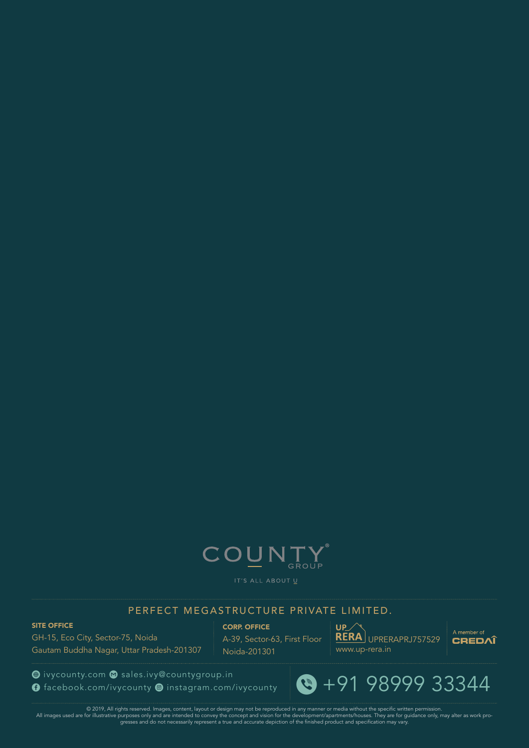COUNTY® GROUP

IT'S ALL ABOUT U

## PERFECT MEGASTRUCTURE PRIVATE LIMITED.

**SITE OFFICE**
GH-15, Eco City, Sector-75, Noida
Gautam Buddha Nagar, Uttar Pradesh-201307

**CORP. OFFICE**
A-39, Sector-63, First Floor
Noida-201301

UP RERA UPRERAPRJ757529
www.up-rera.in

A member of CREDAI

ivycounty.com sales.ivy@countygroup.in
facebook.com/ivycounty instagram.com/ivycounty

+91 98999 33344

© 2019, All rights reserved. Images, content, layout or design may not be reproduced in any manner or media without the specific written permission.
All images used are for illustrative purposes only and are intended to convey the concept and vision for the development/apartments/houses. They are for guidance only, may alter as work progresses and do not necessarily represent a true and accurate depiction of the finished product and specification may vary.